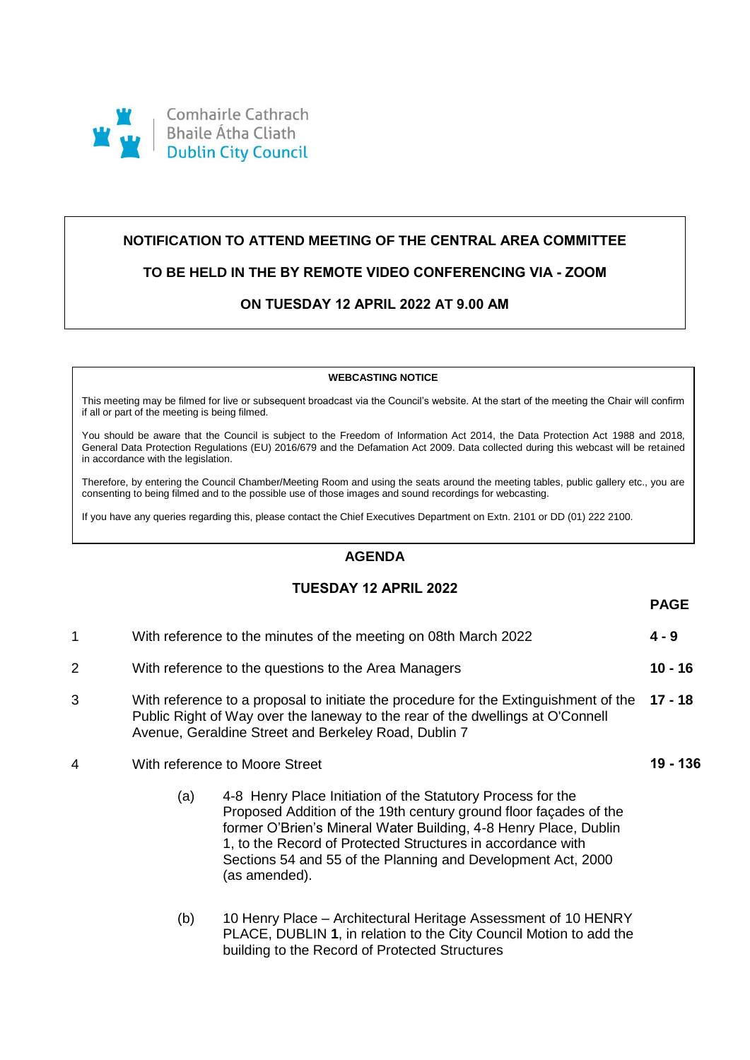Comhairle Cathrach
Bhaile Átha Cliath
Dublin City Council

**NOTIFICATION TO ATTEND MEETING OF THE CENTRAL AREA COMMITTEE**

**TO BE HELD IN THE BY REMOTE VIDEO CONFERENCING VIA - ZOOM**

**ON TUESDAY 12 APRIL 2022 AT 9.00 AM**

**WEBCASTING NOTICE**

This meeting may be filmed for live or subsequent broadcast via the Council's website. At the start of the meeting the Chair will confirm if all or part of the meeting is being filmed.

You should be aware that the Council is subject to the Freedom of Information Act 2014, the Data Protection Act 1988 and 2018, General Data Protection Regulations (EU) 2016/679 and the Defamation Act 2009. Data collected during this webcast will be retained in accordance with the legislation.

Therefore, by entering the Council Chamber/Meeting Room and using the seats around the meeting tables, public gallery etc., you are consenting to being filmed and to the possible use of those images and sound recordings for webcasting.

If you have any queries regarding this, please contact the Chief Executives Department on Extn. 2101 or DD (01) 222 2100.

## AGENDA

## TUESDAY 12 APRIL 2022

| | | **PAGE** |
|---|---|---|
| 1 | With reference to the minutes of the meeting on 08th March 2022 | **4 - 9** |
| 2 | With reference to the questions to the Area Managers | **10 - 16** |
| 3 | With reference to a proposal to initiate the procedure for the Extinguishment of the Public Right of Way over the laneway to the rear of the dwellings at O'Connell Avenue, Geraldine Street and Berkeley Road, Dublin 7 | **17 - 18** |
| 4 | With reference to Moore Street | **19 - 136** |

(a) 4-8 Henry Place Initiation of the Statutory Process for the Proposed Addition of the 19th century ground floor façades of the former O'Brien's Mineral Water Building, 4-8 Henry Place, Dublin 1, to the Record of Protected Structures in accordance with Sections 54 and 55 of the Planning and Development Act, 2000 (as amended).

(b) 10 Henry Place – Architectural Heritage Assessment of 10 HENRY PLACE, DUBLIN **1**, in relation to the City Council Motion to add the building to the Record of Protected Structures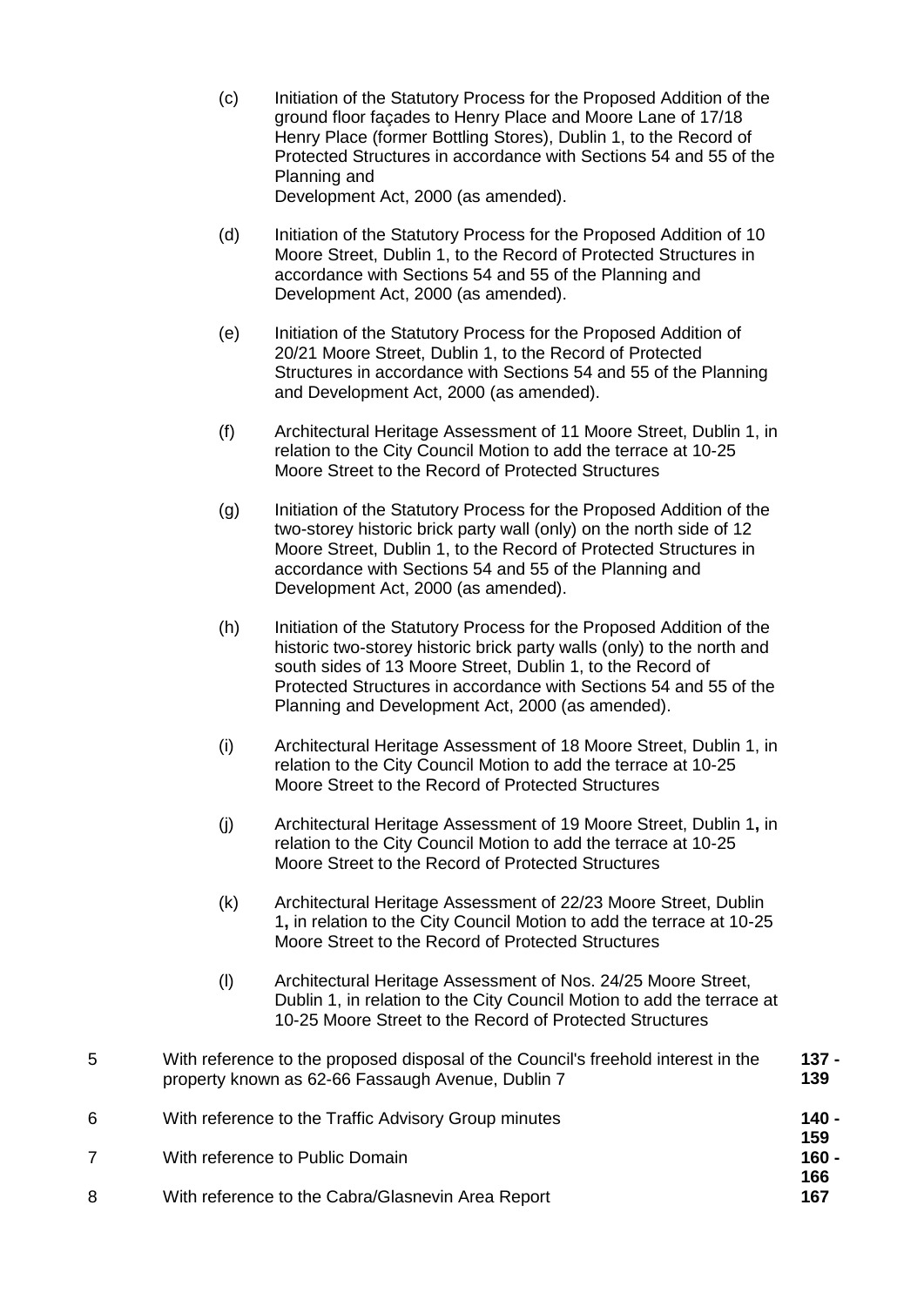(c) Initiation of the Statutory Process for the Proposed Addition of the ground floor façades to Henry Place and Moore Lane of 17/18 Henry Place (former Bottling Stores), Dublin 1, to the Record of Protected Structures in accordance with Sections 54 and 55 of the Planning and
Development Act, 2000 (as amended).

(d) Initiation of the Statutory Process for the Proposed Addition of 10 Moore Street, Dublin 1, to the Record of Protected Structures in accordance with Sections 54 and 55 of the Planning and Development Act, 2000 (as amended).

(e) Initiation of the Statutory Process for the Proposed Addition of 20/21 Moore Street, Dublin 1, to the Record of Protected Structures in accordance with Sections 54 and 55 of the Planning and Development Act, 2000 (as amended).

(f) Architectural Heritage Assessment of 11 Moore Street, Dublin 1, in relation to the City Council Motion to add the terrace at 10-25 Moore Street to the Record of Protected Structures

(g) Initiation of the Statutory Process for the Proposed Addition of the two-storey historic brick party wall (only) on the north side of 12 Moore Street, Dublin 1, to the Record of Protected Structures in accordance with Sections 54 and 55 of the Planning and Development Act, 2000 (as amended).

(h) Initiation of the Statutory Process for the Proposed Addition of the historic two-storey historic brick party walls (only) to the north and south sides of 13 Moore Street, Dublin 1, to the Record of Protected Structures in accordance with Sections 54 and 55 of the Planning and Development Act, 2000 (as amended).

(i) Architectural Heritage Assessment of 18 Moore Street, Dublin 1, in relation to the City Council Motion to add the terrace at 10-25 Moore Street to the Record of Protected Structures

(j) Architectural Heritage Assessment of 19 Moore Street, Dublin 1**,** in relation to the City Council Motion to add the terrace at 10-25 Moore Street to the Record of Protected Structures

(k) Architectural Heritage Assessment of 22/23 Moore Street, Dublin 1**,** in relation to the City Council Motion to add the terrace at 10-25 Moore Street to the Record of Protected Structures

(l) Architectural Heritage Assessment of Nos. 24/25 Moore Street, Dublin 1, in relation to the City Council Motion to add the terrace at 10-25 Moore Street to the Record of Protected Structures

| | | |
|---|---|---|
| 5 | With reference to the proposed disposal of the Council's freehold interest in the property known as 62-66 Fassaugh Avenue, Dublin 7 | **137 - 139** |
| 6 | With reference to the Traffic Advisory Group minutes | **140 - 159** |
| 7 | With reference to Public Domain | **160 - 166** |
| 8 | With reference to the Cabra/Glasnevin Area Report | **167** |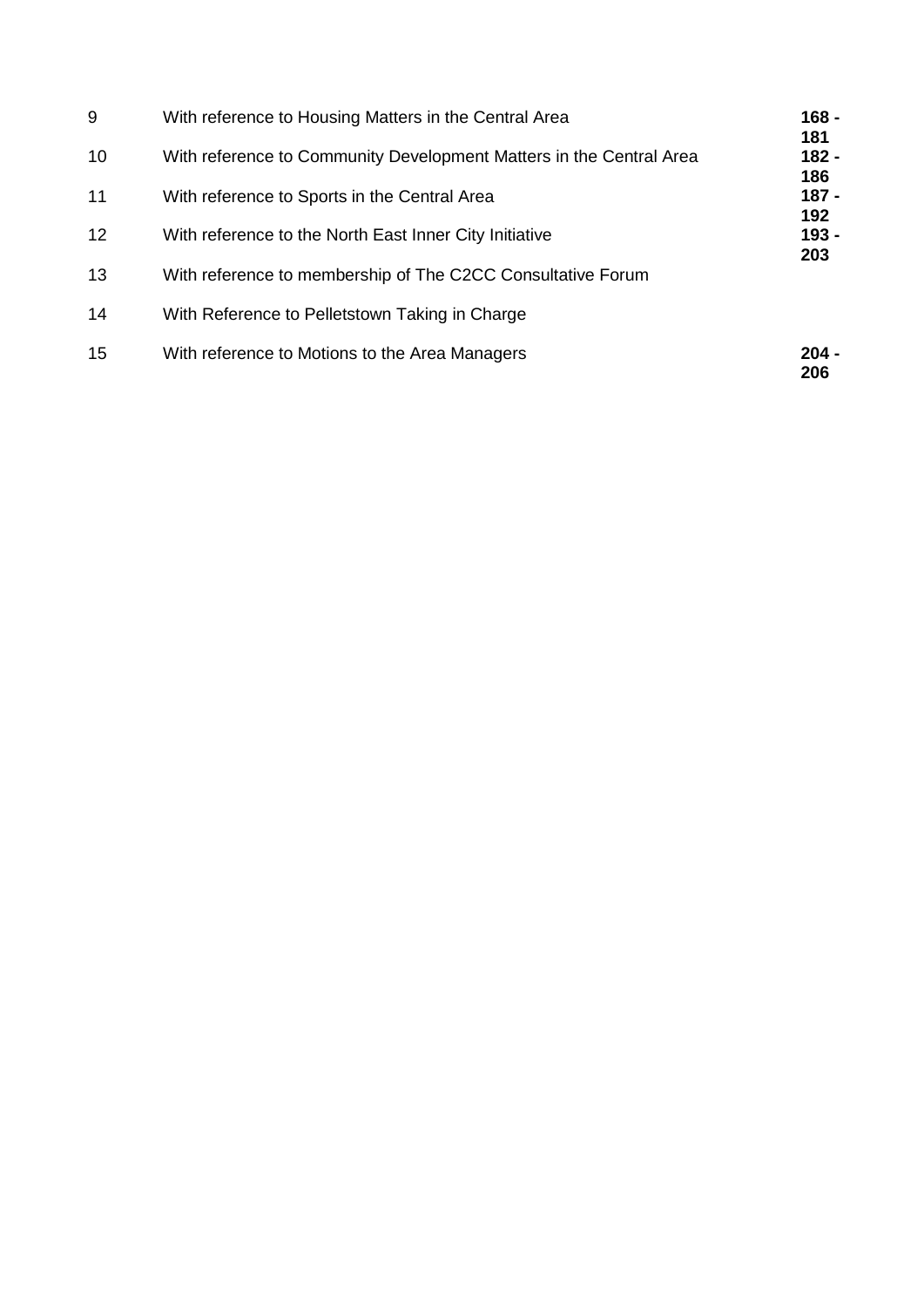| | | |
|---|---|---|
| 9 | With reference to Housing Matters in the Central Area | **168 - 181** |
| 10 | With reference to Community Development Matters in the Central Area | **182 - 186** |
| 11 | With reference to Sports in the Central Area | **187 - 192** |
| 12 | With reference to the North East Inner City Initiative | **193 - 203** |
| 13 | With reference to membership of The C2CC Consultative Forum | |
| 14 | With Reference to Pelletstown Taking in Charge | |
| 15 | With reference to Motions to the Area Managers | **204 - 206** |